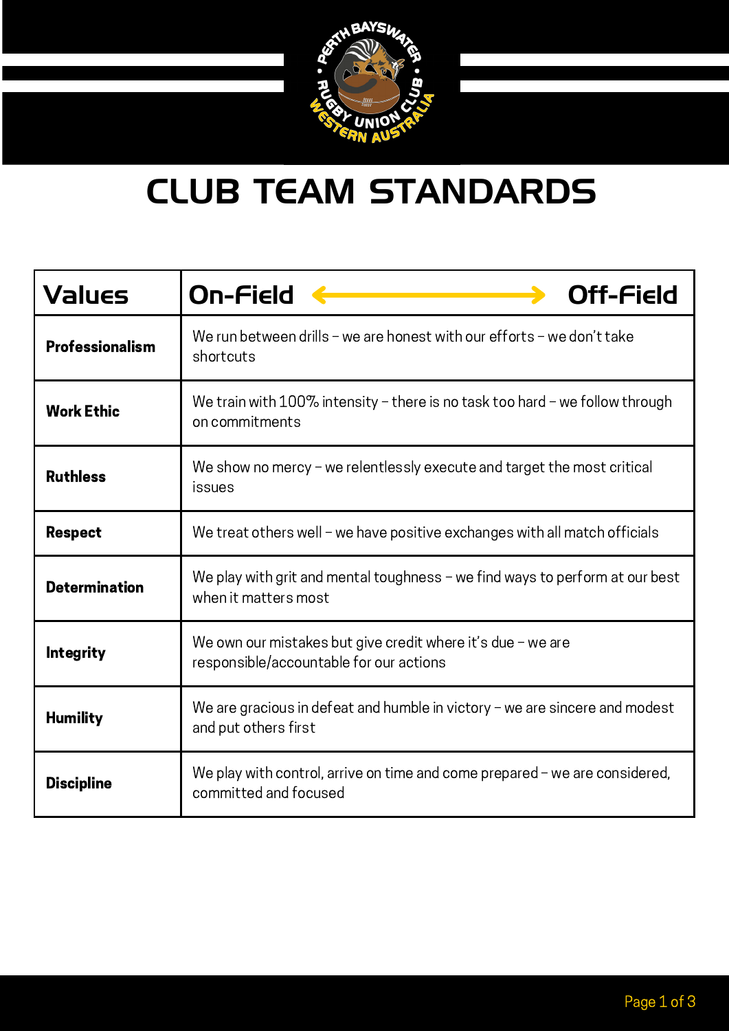# CLUB TEAM STANDARDS

| Values | On-Field ⟷ Off-Field |
|---|---|
| **Professionalism** | We run between drills – we are honest with our efforts – we don't take shortcuts |
| **Work Ethic** | We train with 100% intensity – there is no task too hard – we follow through on commitments |
| **Ruthless** | We show no mercy – we relentlessly execute and target the most critical issues |
| **Respect** | We treat others well – we have positive exchanges with all match officials |
| **Determination** | We play with grit and mental toughness – we find ways to perform at our best when it matters most |
| **Integrity** | We own our mistakes but give credit where it's due – we are responsible/accountable for our actions |
| **Humility** | We are gracious in defeat and humble in victory – we are sincere and modest and put others first |
| **Discipline** | We play with control, arrive on time and come prepared – we are considered, committed and focused |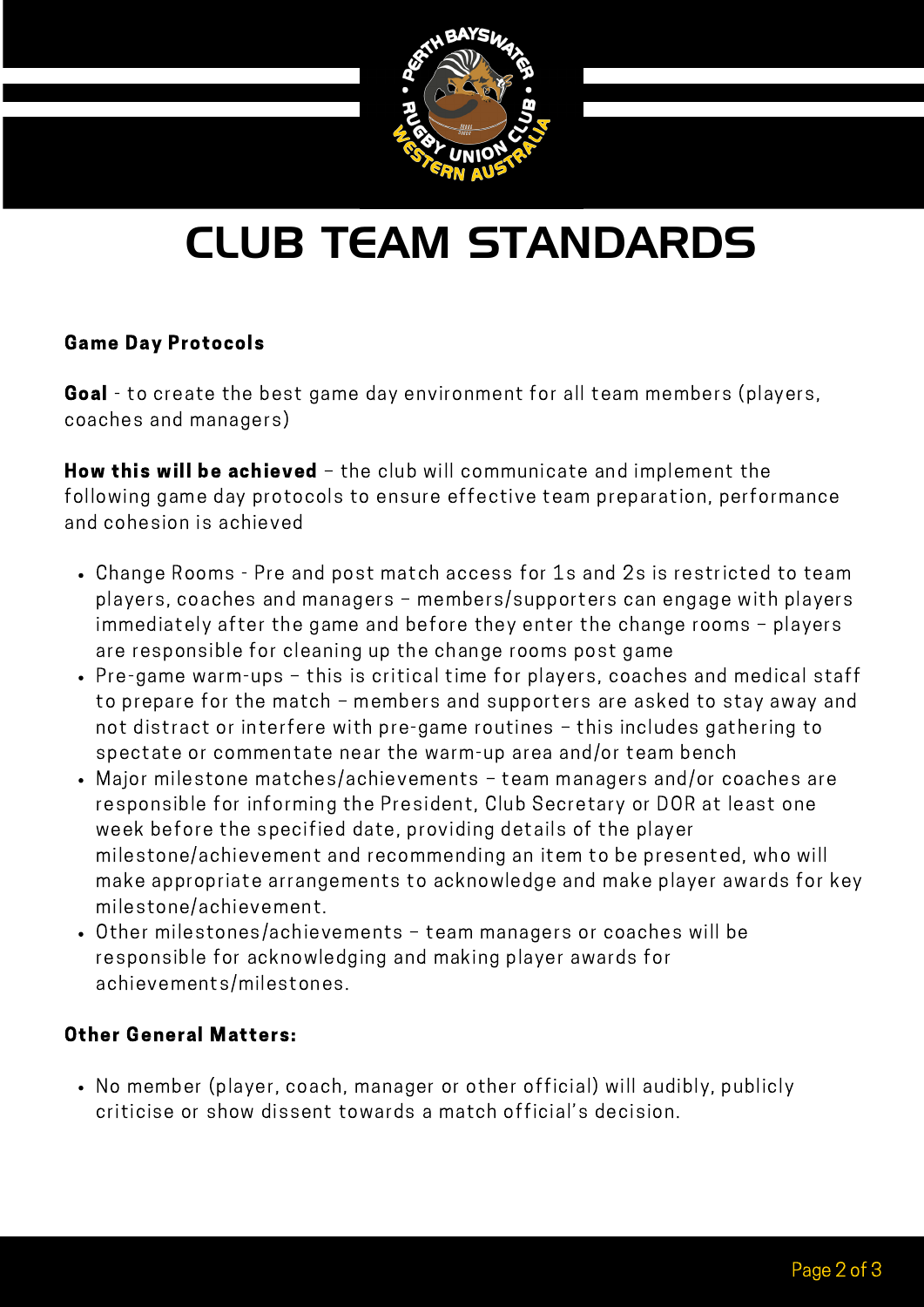# CLUB TEAM STANDARDS

**Game Day Protocols**

**Goal** - to create the best game day environment for all team members (players, coaches and managers)

**How this will be achieved** – the club will communicate and implement the following game day protocols to ensure effective team preparation, performance and cohesion is achieved

- Change Rooms - Pre and post match access for 1s and 2s is restricted to team players, coaches and managers – members/supporters can engage with players immediately after the game and before they enter the change rooms – players are responsible for cleaning up the change rooms post game
- Pre-game warm-ups – this is critical time for players, coaches and medical staff to prepare for the match – members and supporters are asked to stay away and not distract or interfere with pre-game routines – this includes gathering to spectate or commentate near the warm-up area and/or team bench
- Major milestone matches/achievements – team managers and/or coaches are responsible for informing the President, Club Secretary or DOR at least one week before the specified date, providing details of the player milestone/achievement and recommending an item to be presented, who will make appropriate arrangements to acknowledge and make player awards for key milestone/achievement.
- Other milestones/achievements – team managers or coaches will be responsible for acknowledging and making player awards for achievements/milestones.

**Other General Matters:**

- No member (player, coach, manager or other official) will audibly, publicly criticise or show dissent towards a match official's decision.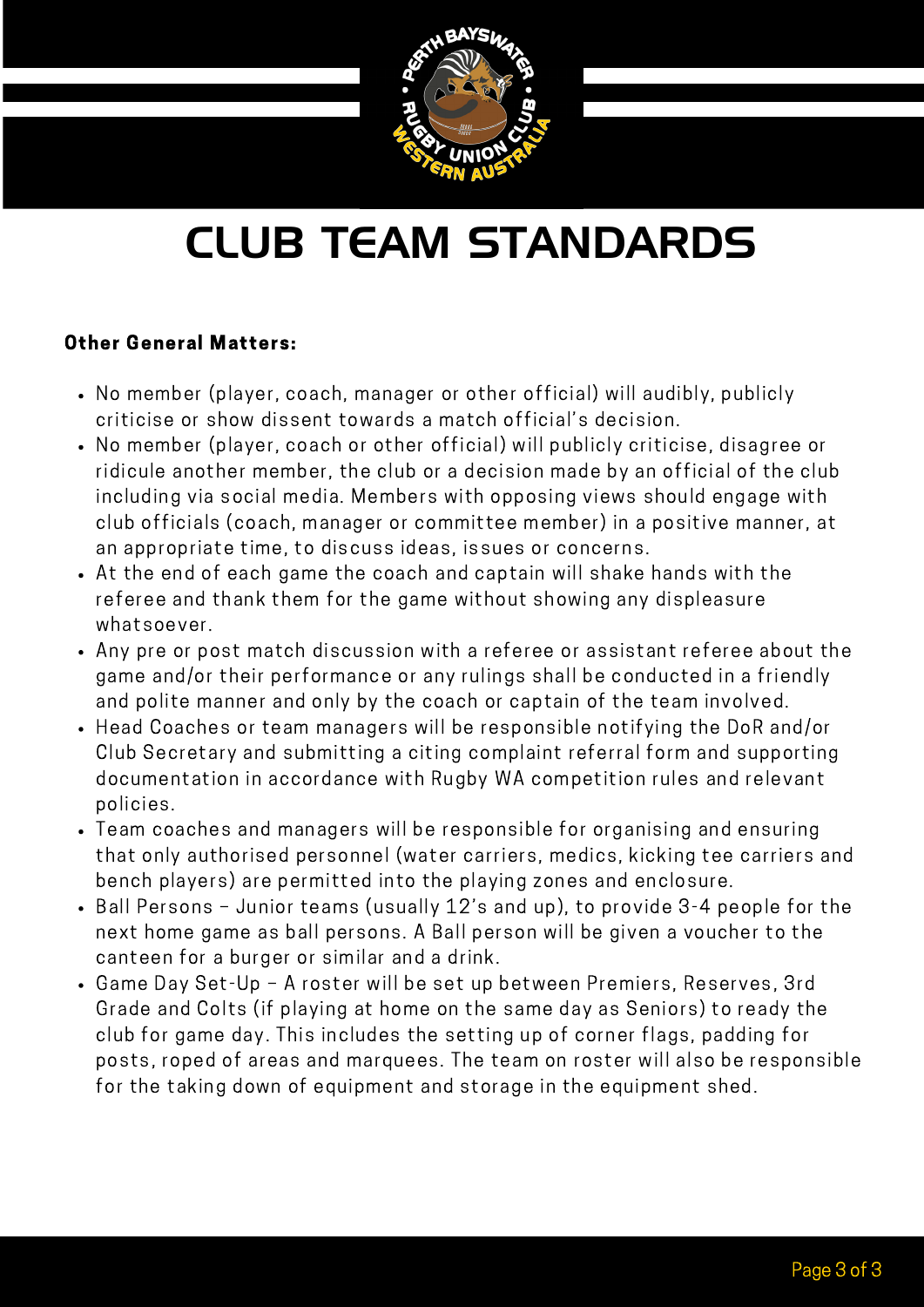# CLUB TEAM STANDARDS

**Other General Matters:**

- No member (player, coach, manager or other official) will audibly, publicly criticise or show dissent towards a match official's decision.
- No member (player, coach or other official) will publicly criticise, disagree or ridicule another member, the club or a decision made by an official of the club including via social media. Members with opposing views should engage with club officials (coach, manager or committee member) in a positive manner, at an appropriate time, to discuss ideas, issues or concerns.
- At the end of each game the coach and captain will shake hands with the referee and thank them for the game without showing any displeasure whatsoever.
- Any pre or post match discussion with a referee or assistant referee about the game and/or their performance or any rulings shall be conducted in a friendly and polite manner and only by the coach or captain of the team involved.
- Head Coaches or team managers will be responsible notifying the DoR and/or Club Secretary and submitting a citing complaint referral form and supporting documentation in accordance with Rugby WA competition rules and relevant policies.
- Team coaches and managers will be responsible for organising and ensuring that only authorised personnel (water carriers, medics, kicking tee carriers and bench players) are permitted into the playing zones and enclosure.
- Ball Persons – Junior teams (usually 12's and up), to provide 3-4 people for the next home game as ball persons. A Ball person will be given a voucher to the canteen for a burger or similar and a drink.
- Game Day Set-Up – A roster will be set up between Premiers, Reserves, 3rd Grade and Colts (if playing at home on the same day as Seniors) to ready the club for game day. This includes the setting up of corner flags, padding for posts, roped of areas and marquees. The team on roster will also be responsible for the taking down of equipment and storage in the equipment shed.